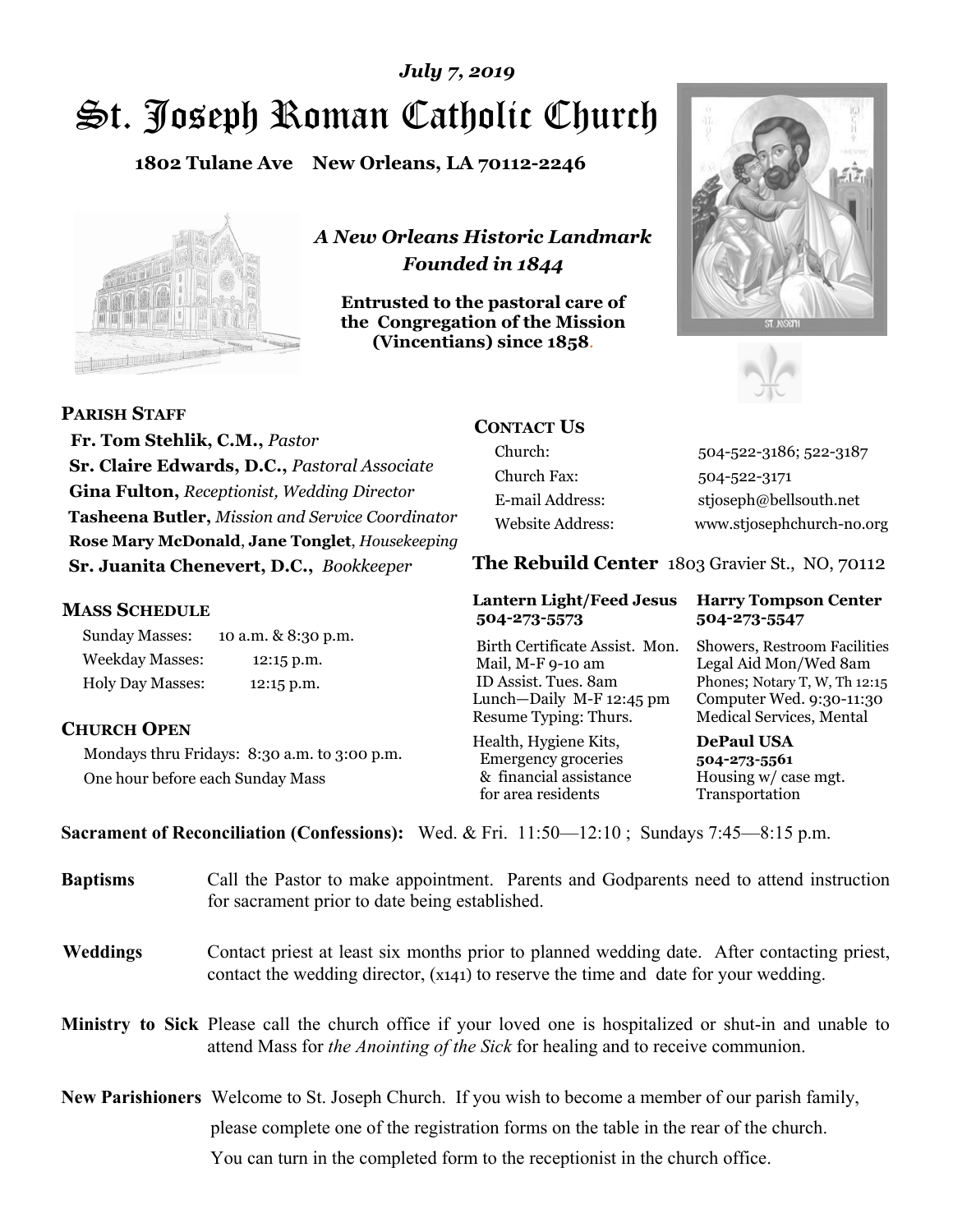*July 7, 2019*

# St. Joseph Roman Catholic Church

**1802 Tulane Ave New Orleans, LA 70112-2246**

*A New Orleans Historic Landmark*
*Founded in 1844*

**Entrusted to the pastoral care of the Congregation of the Mission (Vincentians) since 1858.**

## PARISH STAFF

**Fr. Tom Stehlik, C.M.,** *Pastor*
**Sr. Claire Edwards, D.C.,** *Pastoral Associate*
**Gina Fulton,** *Receptionist, Wedding Director*
**Tasheena Butler,** *Mission and Service Coordinator*
**Rose Mary McDonald**, **Jane Tonglet**, *Housekeeping*
**Sr. Juanita Chenevert, D.C.,** *Bookkeeper*

## MASS SCHEDULE

| | |
|---|---|
| Sunday Masses: | 10 a.m. & 8:30 p.m. |
| Weekday Masses: | 12:15 p.m. |
| Holy Day Masses: | 12:15 p.m. |

## CHURCH OPEN

Mondays thru Fridays: 8:30 a.m. to 3:00 p.m.
One hour before each Sunday Mass

## CONTACT US

| | |
|---|---|
| Church: | 504-522-3186; 522-3187 |
| Church Fax: | 504-522-3171 |
| E-mail Address: | stjoseph@bellsouth.net |
| Website Address: | www.stjosephchurch-no.org |

## The Rebuild Center 1803 Gravier St., NO, 70112

**Lantern Light/Feed Jesus 504-273-5573**

Birth Certificate Assist. Mon.
Mail, M-F 9-10 am
ID Assist. Tues. 8am
Lunch—Daily M-F 12:45 pm
Resume Typing: Thurs.

Health, Hygiene Kits, Emergency groceries & financial assistance for area residents

**Harry Tompson Center 504-273-5547**

Showers, Restroom Facilities
Legal Aid Mon/Wed 8am
Phones; Notary T, W, Th 12:15
Computer Wed. 9:30-11:30
Medical Services, Mental

**DePaul USA 504-273-5561**

Housing w/ case mgt.
Transportation

**Sacrament of Reconciliation (Confessions):** Wed. & Fri. 11:50—12:10 ; Sundays 7:45—8:15 p.m.

**Baptisms** Call the Pastor to make appointment. Parents and Godparents need to attend instruction for sacrament prior to date being established.

**Weddings** Contact priest at least six months prior to planned wedding date. After contacting priest, contact the wedding director, (x141) to reserve the time and date for your wedding.

**Ministry to Sick** Please call the church office if your loved one is hospitalized or shut-in and unable to attend Mass for *the Anointing of the Sick* for healing and to receive communion.

**New Parishioners** Welcome to St. Joseph Church. If you wish to become a member of our parish family, please complete one of the registration forms on the table in the rear of the church. You can turn in the completed form to the receptionist in the church office.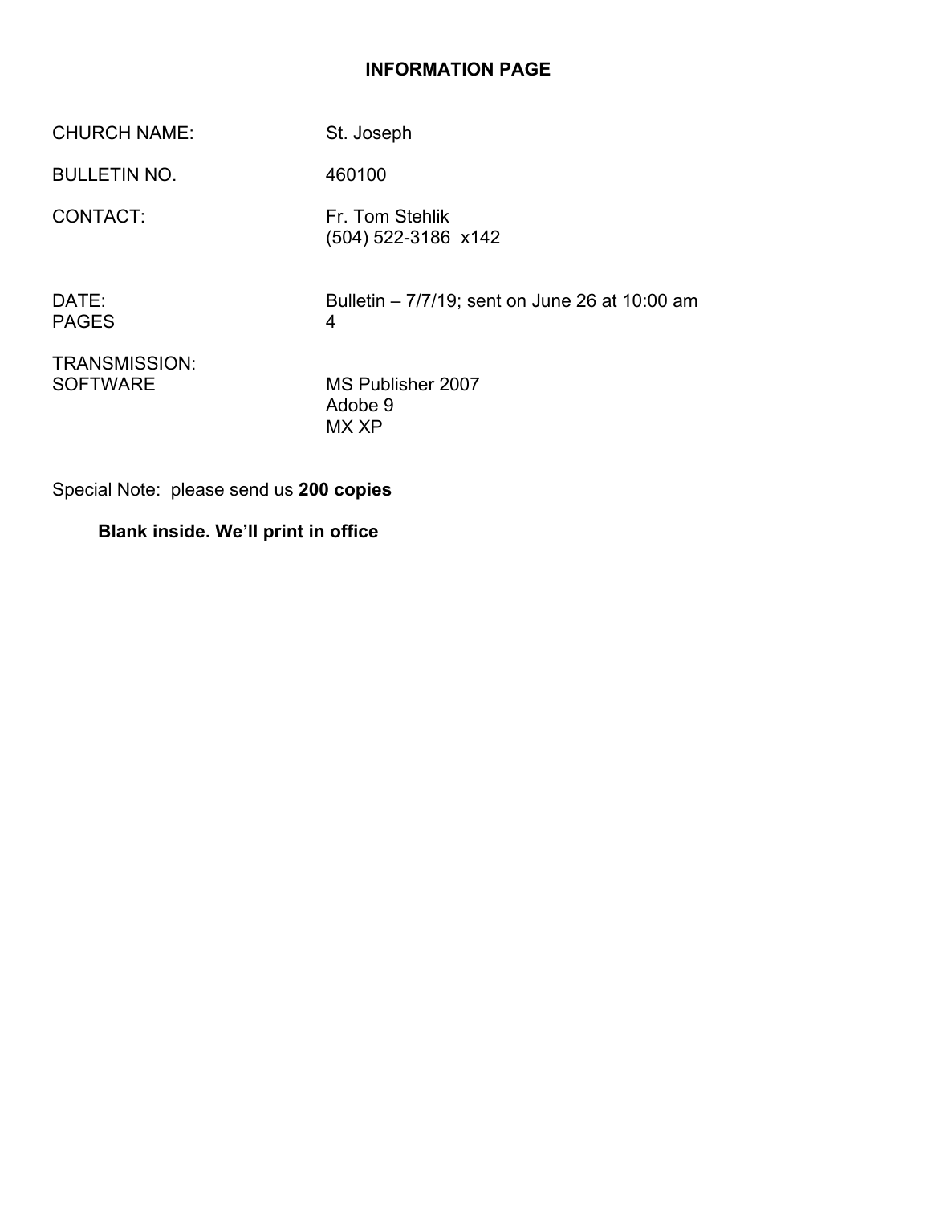# INFORMATION PAGE

| | |
|---|---|
| CHURCH NAME: | St. Joseph |
| BULLETIN NO. | 460100 |
| CONTACT: | Fr. Tom Stehlik<br>(504) 522-3186 x142 |
| DATE:<br>PAGES | Bulletin – 7/7/19; sent on June 26 at 10:00 am<br>4 |
| TRANSMISSION:<br>SOFTWARE | MS Publisher 2007<br>Adobe 9<br>MX XP |

Special Note: please send us **200 copies**

**Blank inside. We'll print in office**